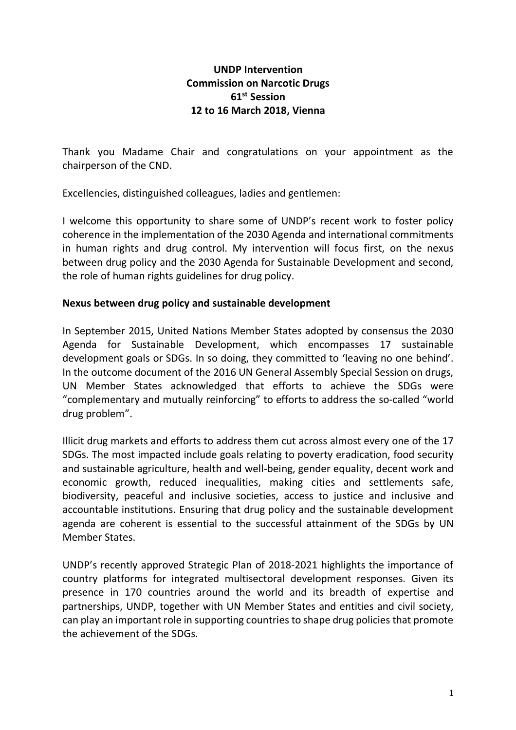**UNDP Intervention**
**Commission on Narcotic Drugs**
**61st Session**
**12 to 16 March 2018, Vienna**

Thank you Madame Chair and congratulations on your appointment as the chairperson of the CND.

Excellencies, distinguished colleagues, ladies and gentlemen:

I welcome this opportunity to share some of UNDP's recent work to foster policy coherence in the implementation of the 2030 Agenda and international commitments in human rights and drug control. My intervention will focus first, on the nexus between drug policy and the 2030 Agenda for Sustainable Development and second, the role of human rights guidelines for drug policy.

## Nexus between drug policy and sustainable development

In September 2015, United Nations Member States adopted by consensus the 2030 Agenda for Sustainable Development, which encompasses 17 sustainable development goals or SDGs. In so doing, they committed to 'leaving no one behind'. In the outcome document of the 2016 UN General Assembly Special Session on drugs, UN Member States acknowledged that efforts to achieve the SDGs were "complementary and mutually reinforcing" to efforts to address the so-called "world drug problem".

Illicit drug markets and efforts to address them cut across almost every one of the 17 SDGs. The most impacted include goals relating to poverty eradication, food security and sustainable agriculture, health and well-being, gender equality, decent work and economic growth, reduced inequalities, making cities and settlements safe, biodiversity, peaceful and inclusive societies, access to justice and inclusive and accountable institutions. Ensuring that drug policy and the sustainable development agenda are coherent is essential to the successful attainment of the SDGs by UN Member States.

UNDP's recently approved Strategic Plan of 2018-2021 highlights the importance of country platforms for integrated multisectoral development responses. Given its presence in 170 countries around the world and its breadth of expertise and partnerships, UNDP, together with UN Member States and entities and civil society, can play an important role in supporting countries to shape drug policies that promote the achievement of the SDGs.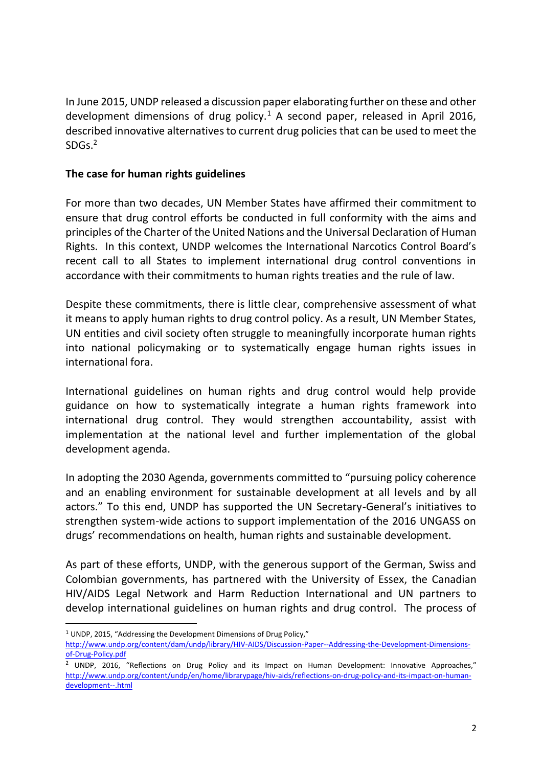In June 2015, UNDP released a discussion paper elaborating further on these and other development dimensions of drug policy.[1] A second paper, released in April 2016, described innovative alternatives to current drug policies that can be used to meet the SDGs.[2]

**The case for human rights guidelines**

For more than two decades, UN Member States have affirmed their commitment to ensure that drug control efforts be conducted in full conformity with the aims and principles of the Charter of the United Nations and the Universal Declaration of Human Rights. In this context, UNDP welcomes the International Narcotics Control Board's recent call to all States to implement international drug control conventions in accordance with their commitments to human rights treaties and the rule of law.

Despite these commitments, there is little clear, comprehensive assessment of what it means to apply human rights to drug control policy. As a result, UN Member States, UN entities and civil society often struggle to meaningfully incorporate human rights into national policymaking or to systematically engage human rights issues in international fora.

International guidelines on human rights and drug control would help provide guidance on how to systematically integrate a human rights framework into international drug control. They would strengthen accountability, assist with implementation at the national level and further implementation of the global development agenda.

In adopting the 2030 Agenda, governments committed to "pursuing policy coherence and an enabling environment for sustainable development at all levels and by all actors." To this end, UNDP has supported the UN Secretary-General's initiatives to strengthen system-wide actions to support implementation of the 2016 UNGASS on drugs' recommendations on health, human rights and sustainable development.

As part of these efforts, UNDP, with the generous support of the German, Swiss and Colombian governments, has partnered with the University of Essex, the Canadian HIV/AIDS Legal Network and Harm Reduction International and UN partners to develop international guidelines on human rights and drug control. The process of

---

[1] UNDP, 2015, "Addressing the Development Dimensions of Drug Policy," http://www.undp.org/content/dam/undp/library/HIV-AIDS/Discussion-Paper--Addressing-the-Development-Dimensions-of-Drug-Policy.pdf

[2] UNDP, 2016, "Reflections on Drug Policy and its Impact on Human Development: Innovative Approaches," http://www.undp.org/content/undp/en/home/librarypage/hiv-aids/reflections-on-drug-policy-and-its-impact-on-human-development--.html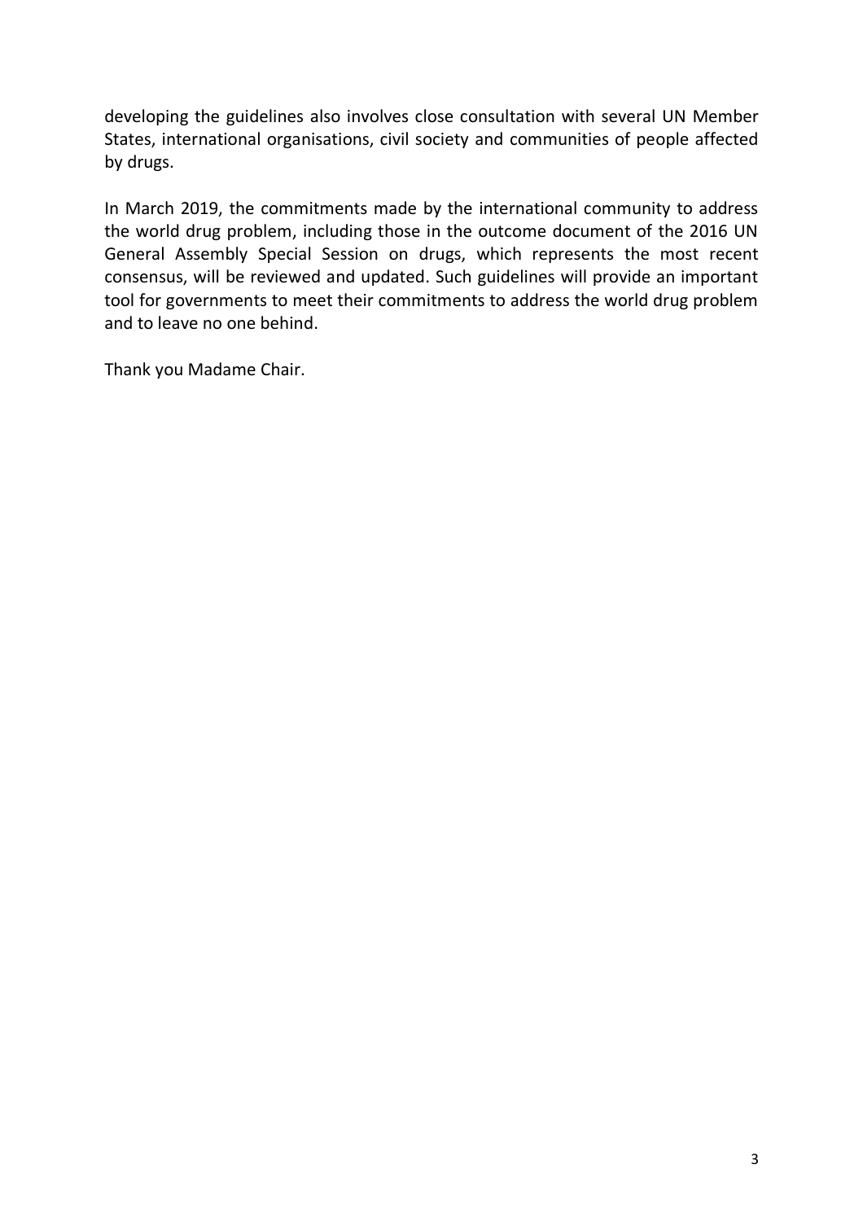developing the guidelines also involves close consultation with several UN Member States, international organisations, civil society and communities of people affected by drugs.

In March 2019, the commitments made by the international community to address the world drug problem, including those in the outcome document of the 2016 UN General Assembly Special Session on drugs, which represents the most recent consensus, will be reviewed and updated. Such guidelines will provide an important tool for governments to meet their commitments to address the world drug problem and to leave no one behind.

Thank you Madame Chair.